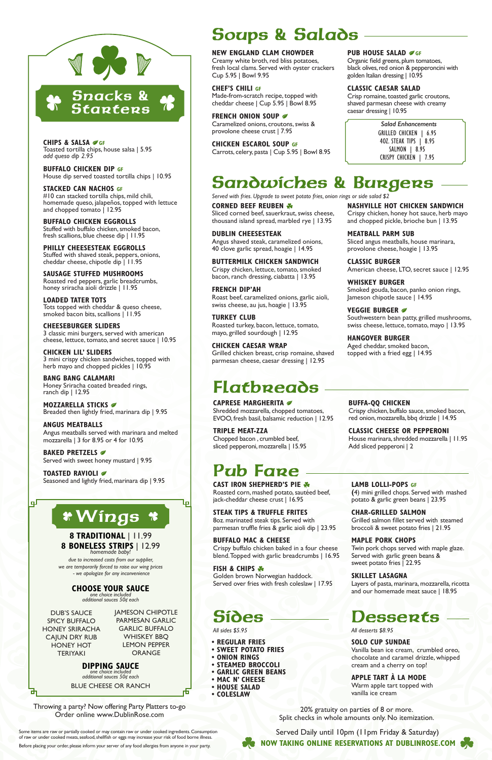## Snacks & Starters

**CHIPS & SALSA** GF
Toasted tortilla chips, house salsa | 5.95
*add queso dip 2.95*

**BUFFALO CHICKEN DIP** GF
House dip served toasted tortilla chips | 10.95

**STACKED CAN NACHOS** GF
#10 can stacked tortilla chips, mild chili, homemade queso, jalapeños, topped with lettuce and chopped tomato | 12.95

**BUFFALO CHICKEN EGGROLLS**
Stuffed with buffalo chicken, smoked bacon, fresh scallions, blue cheese dip | 11.95

**PHILLY CHEESESTEAK EGGROLLS**
Stuffed with shaved steak, peppers, onions, cheddar cheese, chipotle dip | 11.95

**SAUSAGE STUFFED MUSHROOMS**
Roasted red peppers, garlic breadcrumbs, honey sriracha aioli drizzle | 11.95

**LOADED TATER TOTS**
Tots topped with cheddar & queso cheese, smoked bacon bits, scallions | 11.95

**CHEESEBURGER SLIDERS**
3 classic mini burgers, served with american cheese, lettuce, tomato, and secret sauce | 10.95

**CHICKEN LIL' SLIDERS**
3 mini crispy chicken sandwiches, topped with herb mayo and chopped pickles | 10.95

**BANG BANG CALAMARI**
Honey Sriracha coated breaded rings, ranch dip | 12.95

**MOZZARELLA STICKS**
Breaded then lightly fried, marinara dip | 9.95

**ANGUS MEATBALLS**
Angus meatballs served with marinara and melted mozzarella | 3 for 8.95 or 4 for 10.95

**BAKED PRETZELS**
Served with sweet honey mustard | 9.95

**TOASTED RAVIOLI**
Seasoned and lightly fried, marinara dip | 9.95

## Wings

**8 TRADITIONAL** | 11.99
**8 BONELESS STRIPS** | 12.99
*homemade baby!*

*due to increased costs from our supplier, we are temporarily forced to raise our wing prices - we apologize for any inconvenience*

### CHOOSE YOUR SAUCE
*one choice included*
*additional sauces 50¢ each*

- DUB'S SAUCE
- SPICY BUFFALO
- HONEY SRIRACHA
- CAJUN DRY RUB
- HONEY HOT
- TERIYAKI
- JAMESON CHIPOTLE
- PARMESAN GARLIC
- GARLIC BUFFALO
- WHISKEY BBQ
- LEMON PEPPER
- ORANGE

### DIPPING SAUCE
*one choice included*
*additional sauces 50¢ each*

BLUE CHEESE OR RANCH

Throwing a party? Now offering Party Platters to-go
Order online www.DublinRose.com

## Soups & Salads

**NEW ENGLAND CLAM CHOWDER**
Creamy white broth, red bliss potatoes, fresh local clams. Served with oyster crackers
Cup 5.95 | Bowl 9.95

**CHEF'S CHILI** GF
Made-from-scratch recipe, topped with cheddar cheese | Cup 5.95 | Bowl 8.95

**FRENCH ONION SOUP**
Caramelized onions, croutons, swiss & provolone cheese crust | 7.95

**CHICKEN ESCAROL SOUP** GF
Carrots, celery, pasta | Cup 5.95 | Bowl 8.95

**PUB HOUSE SALAD** GF
Organic field greens, plum tomatoes, black olives, red onion & pepperoncini with golden Italian dressing | 10.95

**CLASSIC CAESAR SALAD**
Crisp romaine, toasted garlic croutons, shaved parmesan cheese with creamy caesar dressing | 10.95

*Salad Enhancements*
GRILLED CHICKEN | 6.95
4OZ. STEAK TIPS | 8.95
SALMON | 8.95
CRISPY CHICKEN | 7.95

## Sandwiches & Burgers

*Served with fries. Upgrade to sweet potato fries, onion rings or side salad $2*

**CORNED BEEF REUBEN**
Sliced corned beef, sauerkraut, swiss cheese, thousand island spread, marbled rye | 13.95

**DUBLIN CHEESESTEAK**
Angus shaved steak, caramelized onions, 40 clove garlic spread, hoagie | 14.95

**BUTTERMILK CHICKEN SANDWICH**
Crispy chicken, lettuce, tomato, smoked bacon, ranch dressing, ciabatta | 13.95

**FRENCH DIP'AH**
Roast beef, caramelized onions, garlic aioli, swiss cheese, au jus, hoagie | 13.95

**TURKEY CLUB**
Roasted turkey, bacon, lettuce, tomato, mayo, grilled sourdough | 12.95

**CHICKEN CAESAR WRAP**
Grilled chicken breast, crisp romaine, shaved parmesan cheese, caesar dressing | 12.95

**NASHVILLE HOT CHICKEN SANDWICH**
Crispy chicken, honey hot sauce, herb mayo and chopped pickle, brioche bun | 13.95

**MEATBALL PARM SUB**
Sliced angus meatballs, house marinara, provolone cheese, hoagie | 13.95

**CLASSIC BURGER**
American cheese, LTO, secret sauce | 12.95

**WHISKEY BURGER**
Smoked gouda, bacon, panko onion rings, Jameson chipotle sauce | 14.95

**VEGGIE BURGER**
Southwestern bean patty, grilled mushrooms, swiss cheese, lettuce, tomato, mayo | 13.95

**HANGOVER BURGER**
Aged cheddar, smoked bacon, topped with a fried egg | 14.95

## Flatbreads

**CAPRESE MARGHERITA**
Shredded mozzarella, chopped tomatoes, EVOO, fresh basil, balsamic reduction | 12.95

**TRIPLE MEAT-ZZA**
Chopped bacon , crumbled beef, sliced pepperoni, mozzarella | 15.95

**BUFFA-QQ CHICKEN**
Crispy chicken, buffalo sauce, smoked bacon, red onion, mozzarella, bbq drizzle | 14.95

**CLASSIC CHEESE OR PEPPERONI**
House marinara, shredded mozzarella | 11.95
Add sliced pepperoni | 2

## Pub Fare

**CAST IRON SHEPHERD'S PIE**
Roasted corn, mashed potato, sautéed beef, jack-cheddar cheese crust | 16.95

**STEAK TIPS & TRUFFLE FRITES**
8oz. marinated steak tips. Served with parmesan truffle fries & garlic aioli dip | 23.95

**BUFFALO MAC & CHEESE**
Crispy buffalo chicken baked in a four cheese blend. Topped with garlic breadcrumbs | 16.95

**FISH & CHIPS**
Golden brown Norwegian haddock. Served over fries with fresh coleslaw | 17.95

**LAMB LOLLI-POPS** GF
(4) mini grilled chops. Served with mashed potato & garlic green beans | 23.95

**CHAR-GRILLED SALMON**
Grilled salmon fillet served with steamed broccoli & sweet potato fries | 21.95

**MAPLE PORK CHOPS**
Twin pork chops served with maple glaze. Served with garlic green beans & sweet potato fries | 22.95

**SKILLET LASAGNA**
Layers of pasta, marinara, mozzarella, ricotta and our homemade meat sauce | 18.95

## Sides

*All sides $5.95*

- REGULAR FRIES
- SWEET POTATO FRIES
- ONION RINGS
- STEAMED BROCCOLI
- GARLIC GREEN BEANS
- MAC N' CHEESE
- HOUSE SALAD
- COLESLAW

## Desserts

*All desserts $8.95*

**SOLO CUP SUNDAE**
Vanilla bean ice cream, crumbled oreo, chocolate and caramel drizzle, whipped cream and a cherry on top!

**APPLE TART À LA MODE**
Warm apple tart topped with vanilla ice cream

20% gratuity on parties of 8 or more.
Split checks in whole amounts only. No itemization.

Served Daily until 10pm (11pm Friday & Saturday)

**NOW TAKING ONLINE RESERVATIONS AT DUBLINROSE.COM**

Some items are raw or partially cooked or may contain raw or under cooked ingredients. Consumption of raw or under cooked meats, seafood, shellfish or eggs may increase your risk of food borne illness.

Before placing your order, please inform your server of any food allergies from anyone in your party.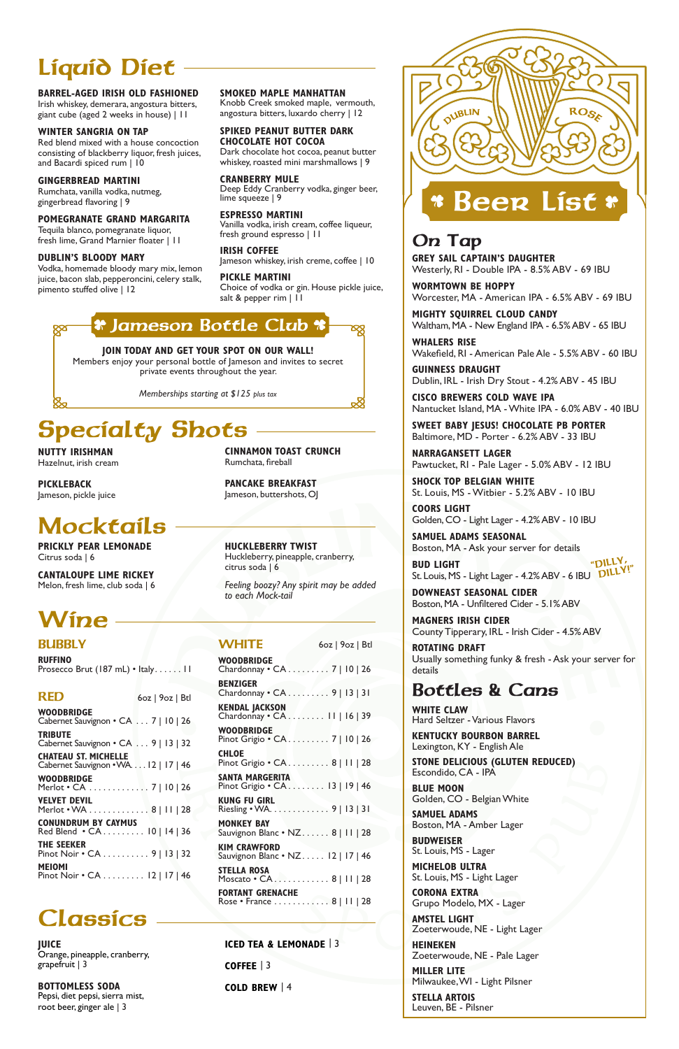# Liquid Diet

**BARREL-AGED IRISH OLD FASHIONED**
Irish whiskey, demerara, angostura bitters, giant cube (aged 2 weeks in house) | 11

**WINTER SANGRIA ON TAP**
Red blend mixed with a house concoction consisting of blackberry liquor, fresh juices, and Bacardi spiced rum | 10

**GINGERBREAD MARTINI**
Rumchata, vanilla vodka, nutmeg, gingerbread flavoring | 9

**POMEGRANATE GRAND MARGARITA**
Tequila blanco, pomegranate liquor, fresh lime, Grand Marnier floater | 11

**DUBLIN'S BLOODY MARY**
Vodka, homemade bloody mary mix, lemon juice, bacon slab, pepperoncini, celery stalk, pimento stuffed olive | 12

**SMOKED MAPLE MANHATTAN**
Knobb Creek smoked maple, vermouth, angostura bitters, luxardo cherry | 12

**SPIKED PEANUT BUTTER DARK CHOCOLATE HOT COCOA**
Dark chocolate hot cocoa, peanut butter whiskey, roasted mini marshmallows | 9

**CRANBERRY MULE**
Deep Eddy Cranberry vodka, ginger beer, lime squeeze | 9

**ESPRESSO MARTINI**
Vanilla vodka, irish cream, coffee liqueur, fresh ground espresso | 11

**IRISH COFFEE**
Jameson whiskey, irish creme, coffee | 10

**PICKLE MARTINI**
Choice of vodka or gin. House pickle juice, salt & pepper rim | 11

## Jameson Bottle Club

**JOIN TODAY AND GET YOUR SPOT ON OUR WALL!**
Members enjoy your personal bottle of Jameson and invites to secret private events throughout the year.

*Memberships starting at $125 plus tax*

# Specialty Shots

**NUTTY IRISHMAN**
Hazelnut, irish cream

**PICKLEBACK**
Jameson, pickle juice

**CINNAMON TOAST CRUNCH**
Rumchata, fireball

**PANCAKE BREAKFAST**
Jameson, buttershots, OJ

# Mocktails

**PRICKLY PEAR LEMONADE**
Citrus soda | 6

**CANTALOUPE LIME RICKEY**
Melon, fresh lime, club soda | 6

**HUCKLEBERRY TWIST**
Huckleberry, pineapple, cranberry, citrus soda | 6

*Feeling boozy? Any spirit may be added to each Mock-tail*

# Wine

## BUBBLY

**RUFFINO**
Prosecco Brut (187 mL) • Italy . . . . . . 11

## RED

6oz | 9oz | Btl

**WOODBRIDGE**
Cabernet Sauvignon • CA . . . 7 | 10 | 26

**TRIBUTE**
Cabernet Sauvignon • CA . . . 9 | 13 | 32

**CHATEAU ST. MICHELLE**
Cabernet Sauvignon • WA . . . 12 | 17 | 46

**WOODBRIDGE**
Merlot • CA . . . . . . . . . . . . . 7 | 10 | 26

**VELVET DEVIL**
Merlot • WA . . . . . . . . . . . . . 8 | 11 | 28

**CONUNDRUM BY CAYMUS**
Red Blend • CA . . . . . . . . . 10 | 14 | 36

**THE SEEKER**
Pinot Noir • CA . . . . . . . . . . 9 | 13 | 32

**MEIOMI**
Pinot Noir • CA . . . . . . . . . 12 | 17 | 46

## WHITE

6oz | 9oz | Btl

**WOODBRIDGE**
Chardonnay • CA . . . . . . . . . 7 | 10 | 26

**BENZIGER**
Chardonnay • CA . . . . . . . . . 9 | 13 | 31

**KENDAL JACKSON**
Chardonnay • CA . . . . . . . . 11 | 16 | 39

**WOODBRIDGE**
Pinot Grigio • CA . . . . . . . . . 7 | 10 | 26

**CHLOE**
Pinot Grigio • CA . . . . . . . . . 8 | 11 | 28

**SANTA MARGERITA**
Pinot Grigio • CA . . . . . . . . 13 | 19 | 46

**KUNG FU GIRL**
Riesling • WA . . . . . . . . . . . . 9 | 13 | 31

**MONKEY BAY**
Sauvignon Blanc • NZ . . . . . . 8 | 11 | 28

**KIM CRAWFORD**
Sauvignon Blanc • NZ . . . . . 12 | 17 | 46

**STELLA ROSA**
Moscato • CA . . . . . . . . . . . . 8 | 11 | 28

**FORTANT GRENACHE**
Rose • France . . . . . . . . . . . . 8 | 11 | 28

# Classics

**JUICE**
Orange, pineapple, cranberry, grapefruit | 3

**BOTTOMLESS SODA**
Pepsi, diet pepsi, sierra mist, root beer, ginger ale | 3

**ICED TEA & LEMONADE** | 3

**COFFEE** | 3

**COLD BREW** | 4

DUBLIN ROSE

# Beer List

## On Tap

**GREY SAIL CAPTAIN'S DAUGHTER**
Westerly, RI - Double IPA - 8.5% ABV - 69 IBU

**WORMTOWN BE HOPPY**
Worcester, MA - American IPA - 6.5% ABV - 69 IBU

**MIGHTY SQUIRREL CLOUD CANDY**
Waltham, MA - New England IPA - 6.5% ABV - 65 IBU

**WHALERS RISE**
Wakefield, RI - American Pale Ale - 5.5% ABV - 60 IBU

**GUINNESS DRAUGHT**
Dublin, IRL - Irish Dry Stout - 4.2% ABV - 45 IBU

**CISCO BREWERS COLD WAVE IPA**
Nantucket Island, MA - White IPA - 6.0% ABV - 40 IBU

**SWEET BABY JESUS! CHOCOLATE PB PORTER**
Baltimore, MD - Porter - 6.2% ABV - 33 IBU

**NARRAGANSETT LAGER**
Pawtucket, RI - Pale Lager - 5.0% ABV - 12 IBU

**SHOCK TOP BELGIAN WHITE**
St. Louis, MS - Witbier - 5.2% ABV - 10 IBU

**COORS LIGHT**
Golden, CO - Light Lager - 4.2% ABV - 10 IBU

**SAMUEL ADAMS SEASONAL**
Boston, MA - Ask your server for details

**BUD LIGHT**
St. Louis, MS - Light Lager - 4.2% ABV - 6 IBU "DILLY, DILLY!"

**DOWNEAST SEASONAL CIDER**
Boston, MA - Unfiltered Cider - 5.1% ABV

**MAGNERS IRISH CIDER**
County Tipperary, IRL - Irish Cider - 4.5% ABV

**ROTATING DRAFT**
Usually something funky & fresh - Ask your server for details

## Bottles & Cans

**WHITE CLAW**
Hard Seltzer - Various Flavors

**KENTUCKY BOURBON BARREL**
Lexington, KY - English Ale

**STONE DELICIOUS (GLUTEN REDUCED)**
Escondido, CA - IPA

**BLUE MOON**
Golden, CO - Belgian White

**SAMUEL ADAMS**
Boston, MA - Amber Lager

**BUDWEISER**
St. Louis, MS - Lager

**MICHELOB ULTRA**
St. Louis, MS - Light Lager

**CORONA EXTRA**
Grupo Modelo, MX - Lager

**AMSTEL LIGHT**
Zoeterwoude, NE - Light Lager

**HEINEKEN**
Zoeterwoude, NE - Pale Lager

**MILLER LITE**
Milwaukee, WI - Light Pilsner

**STELLA ARTOIS**
Leuven, BE - Pilsner